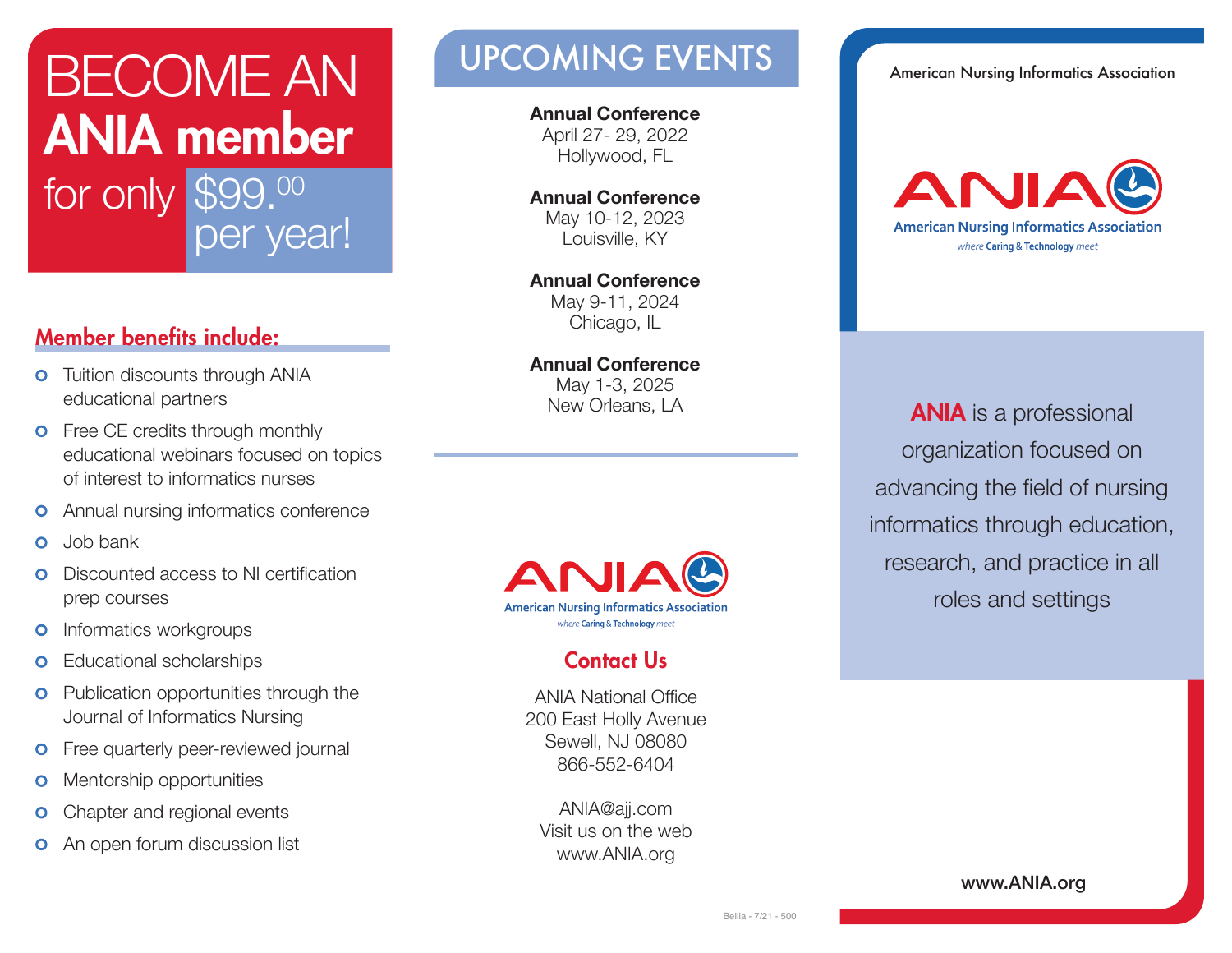# BECOME AN ANIA member for only $99.00 per year!

## Member benefits include:

- Tuition discounts through ANIA educational partners
- Free CE credits through monthly educational webinars focused on topics of interest to informatics nurses
- Annual nursing informatics conference
- Job bank
- Discounted access to NI certification prep courses
- Informatics workgroups
- Educational scholarships
- Publication opportunities through the Journal of Informatics Nursing
- Free quarterly peer-reviewed journal
- Mentorship opportunities
- Chapter and regional events
- An open forum discussion list

# UPCOMING EVENTS

**Annual Conference**
April 27- 29, 2022
Hollywood, FL

**Annual Conference**
May 10-12, 2023
Louisville, KY

**Annual Conference**
May 9-11, 2024
Chicago, IL

**Annual Conference**
May 1-3, 2025
New Orleans, LA

ANIA
American Nursing Informatics Association
*where Caring & Technology meet*

## Contact Us

ANIA National Office
200 East Holly Avenue
Sewell, NJ 08080
866-552-6404

ANIA@ajj.com
Visit us on the web
www.ANIA.org

Bellia - 7/21 - 500

American Nursing Informatics Association

ANIA
American Nursing Informatics Association
*where Caring & Technology meet*

**ANIA** is a professional organization focused on advancing the field of nursing informatics through education, research, and practice in all roles and settings

**www.ANIA.org**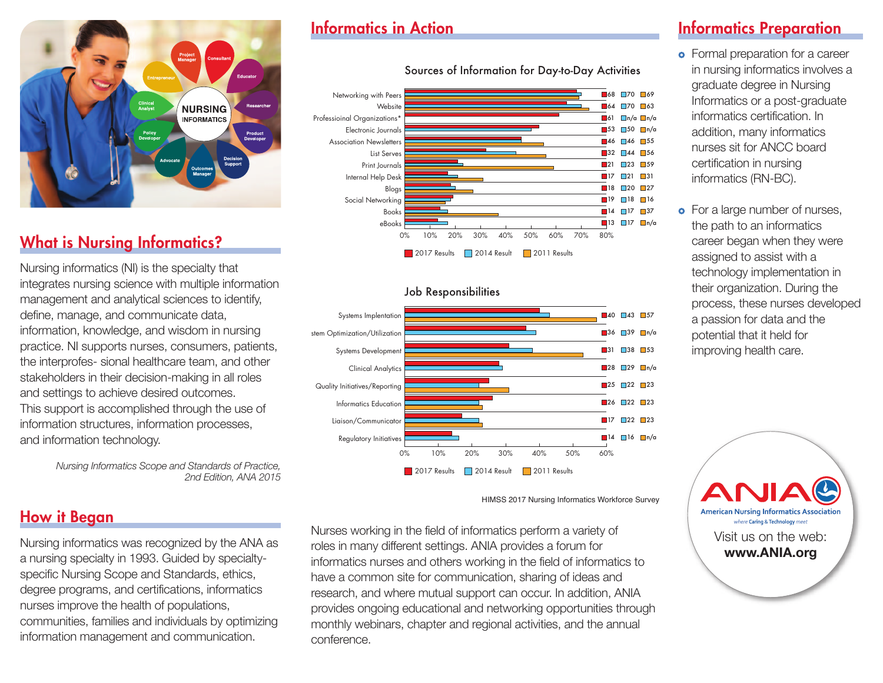## What is Nursing Informatics?

Nursing informatics (NI) is the specialty that integrates nursing science with multiple information management and analytical sciences to identify, define, manage, and communicate data, information, knowledge, and wisdom in nursing practice. NI supports nurses, consumers, patients, the interprofes- sional healthcare team, and other stakeholders in their decision-making in all roles and settings to achieve desired outcomes. This support is accomplished through the use of information structures, information processes, and information technology.

*Nursing Informatics Scope and Standards of Practice, 2nd Edition, ANA 2015*

## How it Began

Nursing informatics was recognized by the ANA as a nursing specialty in 1993. Guided by specialty-specific Nursing Scope and Standards, ethics, degree programs, and certifications, informatics nurses improve the health of populations, communities, families and individuals by optimizing information management and communication.

## Informatics in Action

Sources of Information for Day-to-Day Activities

Networking with Peers 68 70 69
Website 64 70 63
Professioinal Organizations* 61 n/a n/a
Electronic Journals 53 50 n/a
Association Newsletters 46 46 55
List Serves 32 44 56
Print Journals 21 23 59
Internal Help Desk 17 21 31
Blogs 18 20 27
Social Networking 19 18 16
Books 14 17 37
eBooks 13 17 n/a

0% 10% 20% 30% 40% 50% 60% 70% 80%

2017 Results 2014 Result 2011 Results

Job Responsibilities

Systems Implentation 40 43 57
stem Optimization/Utilization 36 39 n/a
Systems Development 31 38 53
Clinical Analytics 28 29 n/a
Quality Initiatives/Reporting 25 22 23
Informatics Education 26 22 23
Liaison/Communicator 17 22 23
Regulatory Initiatives 14 16 n/a

0% 10% 20% 30% 40% 50% 60%

2017 Results 2014 Result 2011 Results

HIMSS 2017 Nursing Informatics Workforce Survey

Nurses working in the field of informatics perform a variety of roles in many different settings. ANIA provides a forum for informatics nurses and others working in the field of informatics to have a common site for communication, sharing of ideas and research, and where mutual support can occur. In addition, ANIA provides ongoing educational and networking opportunities through monthly webinars, chapter and regional activities, and the annual conference.

## Informatics Preparation

- Formal preparation for a career in nursing informatics involves a graduate degree in Nursing Informatics or a post-graduate informatics certification. In addition, many informatics nurses sit for ANCC board certification in nursing informatics (RN-BC).
- For a large number of nurses, the path to an informatics career began when they were assigned to assist with a technology implementation in their organization. During the process, these nurses developed a passion for data and the potential that it held for improving health care.

ANIA
American Nursing Informatics Association
*where Caring & Technology meet*

Visit us on the web:
**www.ANIA.org**